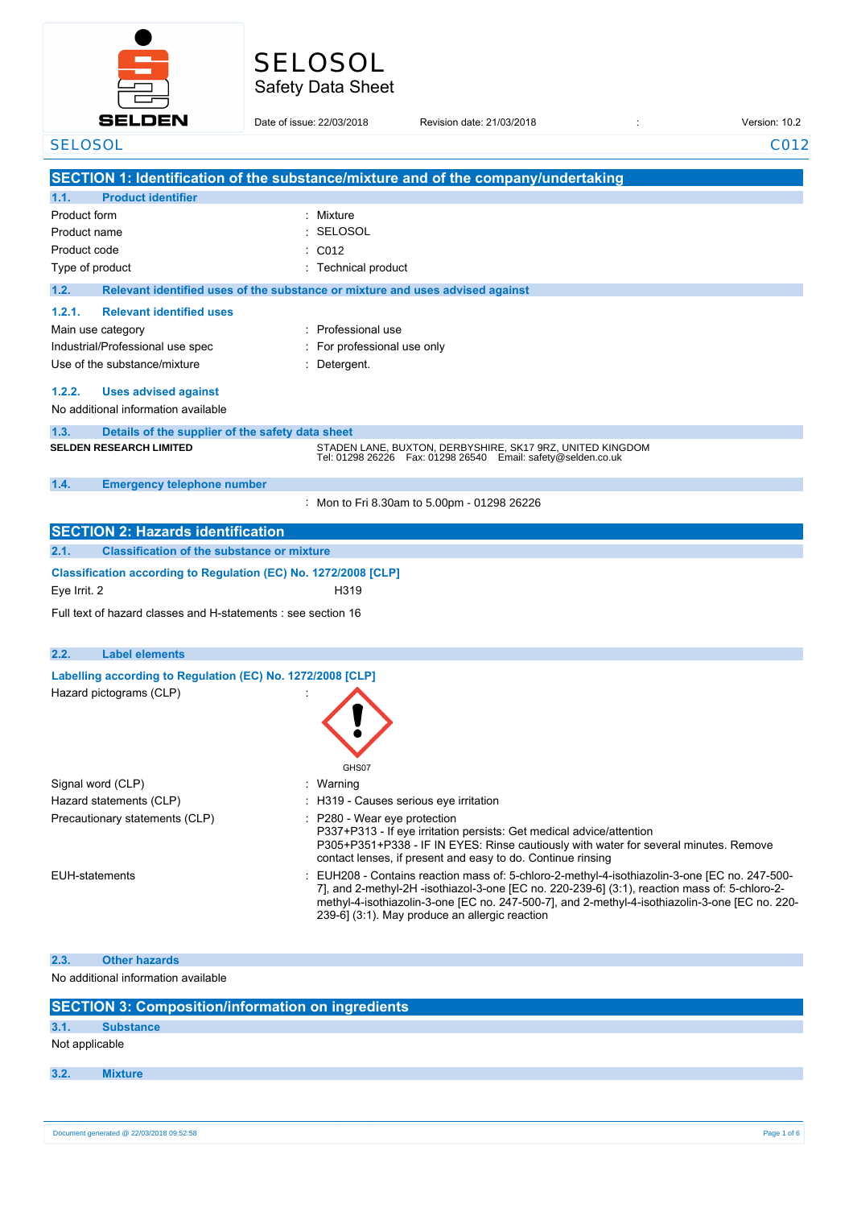# SELOSOL
## Safety Data Sheet

Date of issue: 22/03/2018 Revision date: 21/03/2018 : Version: 10.2

SELOSOL C012

## SECTION 1: Identification of the substance/mixture and of the company/undertaking

### 1.1. Product identifier

| | |
|---|---|
| Product form | : Mixture |
| Product name | : SELOSOL |
| Product code | : C012 |
| Type of product | : Technical product |

### 1.2. Relevant identified uses of the substance or mixture and uses advised against

#### 1.2.1. Relevant identified uses

| | |
|---|---|
| Main use category | : Professional use |
| Industrial/Professional use spec | : For professional use only |
| Use of the substance/mixture | : Detergent. |

#### 1.2.2. Uses advised against

No additional information available

### 1.3. Details of the supplier of the safety data sheet

**SELDEN RESEARCH LIMITED**
STADEN LANE, BUXTON, DERBYSHIRE, SK17 9RZ, UNITED KINGDOM
Tel: 01298 26226 Fax: 01298 26540 Email: safety@selden.co.uk

### 1.4. Emergency telephone number

: Mon to Fri 8.30am to 5.00pm - 01298 26226

## SECTION 2: Hazards identification

### 2.1. Classification of the substance or mixture

**Classification according to Regulation (EC) No. 1272/2008 [CLP]**

Eye Irrit. 2 H319

Full text of hazard classes and H-statements : see section 16

### 2.2. Label elements

**Labelling according to Regulation (EC) No. 1272/2008 [CLP]**

Hazard pictograms (CLP) :

GHS07

| | |
|---|---|
| Signal word (CLP) | : Warning |
| Hazard statements (CLP) | : H319 - Causes serious eye irritation |
| Precautionary statements (CLP) | : P280 - Wear eye protection<br>P337+P313 - If eye irritation persists: Get medical advice/attention<br>P305+P351+P338 - IF IN EYES: Rinse cautiously with water for several minutes. Remove contact lenses, if present and easy to do. Continue rinsing |
| EUH-statements | : EUH208 - Contains reaction mass of: 5-chloro-2-methyl-4-isothiazolin-3-one [EC no. 247-500-7], and 2-methyl-2H -isothiazol-3-one [EC no. 220-239-6] (3:1), reaction mass of: 5-chloro-2-methyl-4-isothiazolin-3-one [EC no. 247-500-7], and 2-methyl-4-isothiazolin-3-one [EC no. 220-239-6] (3:1). May produce an allergic reaction |

### 2.3. Other hazards

No additional information available

## SECTION 3: Composition/information on ingredients

### 3.1. Substance

Not applicable

### 3.2. Mixture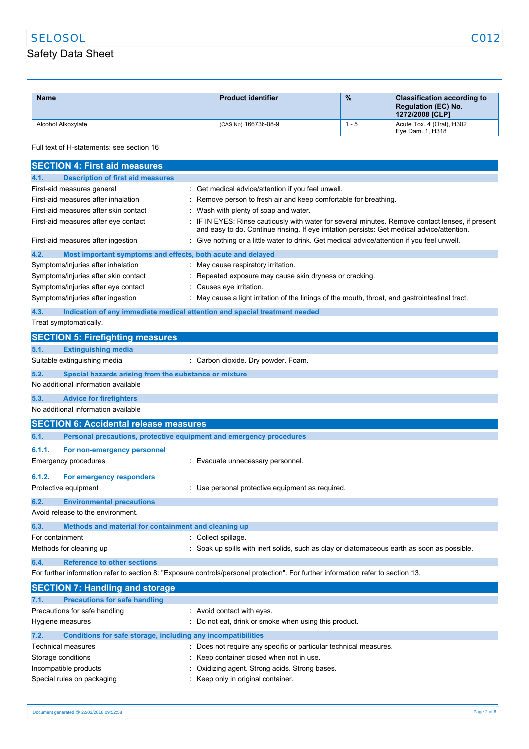| Name | Product identifier | % | Classification according to Regulation (EC) No. 1272/2008 [CLP] |
|---|---|---|---|
| Alcohol Alkoxylate | (CAS No) 166736-08-9 | 1 - 5 | Acute Tox. 4 (Oral), H302<br>Eye Dam. 1, H318 |

Full text of H-statements: see section 16

## SECTION 4: First aid measures

### 4.1. Description of first aid measures

First-aid measures general : Get medical advice/attention if you feel unwell.

First-aid measures after inhalation : Remove person to fresh air and keep comfortable for breathing.

First-aid measures after skin contact : Wash with plenty of soap and water.

First-aid measures after eye contact : IF IN EYES: Rinse cautiously with water for several minutes. Remove contact lenses, if present and easy to do. Continue rinsing. If eye irritation persists: Get medical advice/attention.

First-aid measures after ingestion : Give nothing or a little water to drink. Get medical advice/attention if you feel unwell.

### 4.2. Most important symptoms and effects, both acute and delayed

Symptoms/injuries after inhalation : May cause respiratory irritation.

Symptoms/injuries after skin contact : Repeated exposure may cause skin dryness or cracking.

Symptoms/injuries after eye contact : Causes eye irritation.

Symptoms/injuries after ingestion : May cause a light irritation of the linings of the mouth, throat, and gastrointestinal tract.

### 4.3. Indication of any immediate medical attention and special treatment needed

Treat symptomatically.

## SECTION 5: Firefighting measures

### 5.1. Extinguishing media

Suitable extinguishing media : Carbon dioxide. Dry powder. Foam.

### 5.2. Special hazards arising from the substance or mixture

No additional information available

### 5.3. Advice for firefighters

No additional information available

## SECTION 6: Accidental release measures

### 6.1. Personal precautions, protective equipment and emergency procedures

#### 6.1.1. For non-emergency personnel

Emergency procedures : Evacuate unnecessary personnel.

#### 6.1.2. For emergency responders

Protective equipment : Use personal protective equipment as required.

### 6.2. Environmental precautions

Avoid release to the environment.

### 6.3. Methods and material for containment and cleaning up

For containment : Collect spillage.

Methods for cleaning up : Soak up spills with inert solids, such as clay or diatomaceous earth as soon as possible.

### 6.4. Reference to other sections

For further information refer to section 8: "Exposure controls/personal protection". For further information refer to section 13.

## SECTION 7: Handling and storage

### 7.1. Precautions for safe handling

Precautions for safe handling : Avoid contact with eyes.

Hygiene measures : Do not eat, drink or smoke when using this product.

### 7.2. Conditions for safe storage, including any incompatibilities

Technical measures : Does not require any specific or particular technical measures.

Storage conditions : Keep container closed when not in use.

Incompatible products : Oxidizing agent. Strong acids. Strong bases.

Special rules on packaging : Keep only in original container.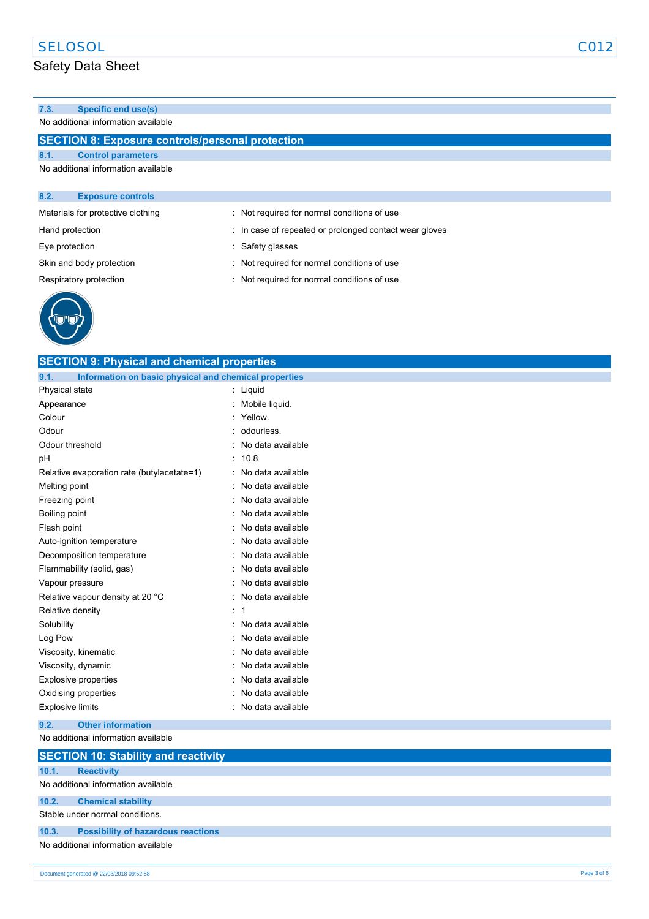### 7.3. Specific end use(s)

No additional information available

## SECTION 8: Exposure controls/personal protection

### 8.1. Control parameters

No additional information available

### 8.2. Exposure controls

| | |
|---|---|
| Materials for protective clothing | : Not required for normal conditions of use |
| Hand protection | : In case of repeated or prolonged contact wear gloves |
| Eye protection | : Safety glasses |
| Skin and body protection | : Not required for normal conditions of use |
| Respiratory protection | : Not required for normal conditions of use |

## SECTION 9: Physical and chemical properties

### 9.1. Information on basic physical and chemical properties

| | |
|---|---|
| Physical state | : Liquid |
| Appearance | : Mobile liquid. |
| Colour | : Yellow. |
| Odour | : odourless. |
| Odour threshold | : No data available |
| pH | : 10.8 |
| Relative evaporation rate (butylacetate=1) | : No data available |
| Melting point | : No data available |
| Freezing point | : No data available |
| Boiling point | : No data available |
| Flash point | : No data available |
| Auto-ignition temperature | : No data available |
| Decomposition temperature | : No data available |
| Flammability (solid, gas) | : No data available |
| Vapour pressure | : No data available |
| Relative vapour density at 20 °C | : No data available |
| Relative density | : 1 |
| Solubility | : No data available |
| Log Pow | : No data available |
| Viscosity, kinematic | : No data available |
| Viscosity, dynamic | : No data available |
| Explosive properties | : No data available |
| Oxidising properties | : No data available |
| Explosive limits | : No data available |

### 9.2. Other information

No additional information available

## SECTION 10: Stability and reactivity

### 10.1. Reactivity

No additional information available

### 10.2. Chemical stability

Stable under normal conditions.

### 10.3. Possibility of hazardous reactions

No additional information available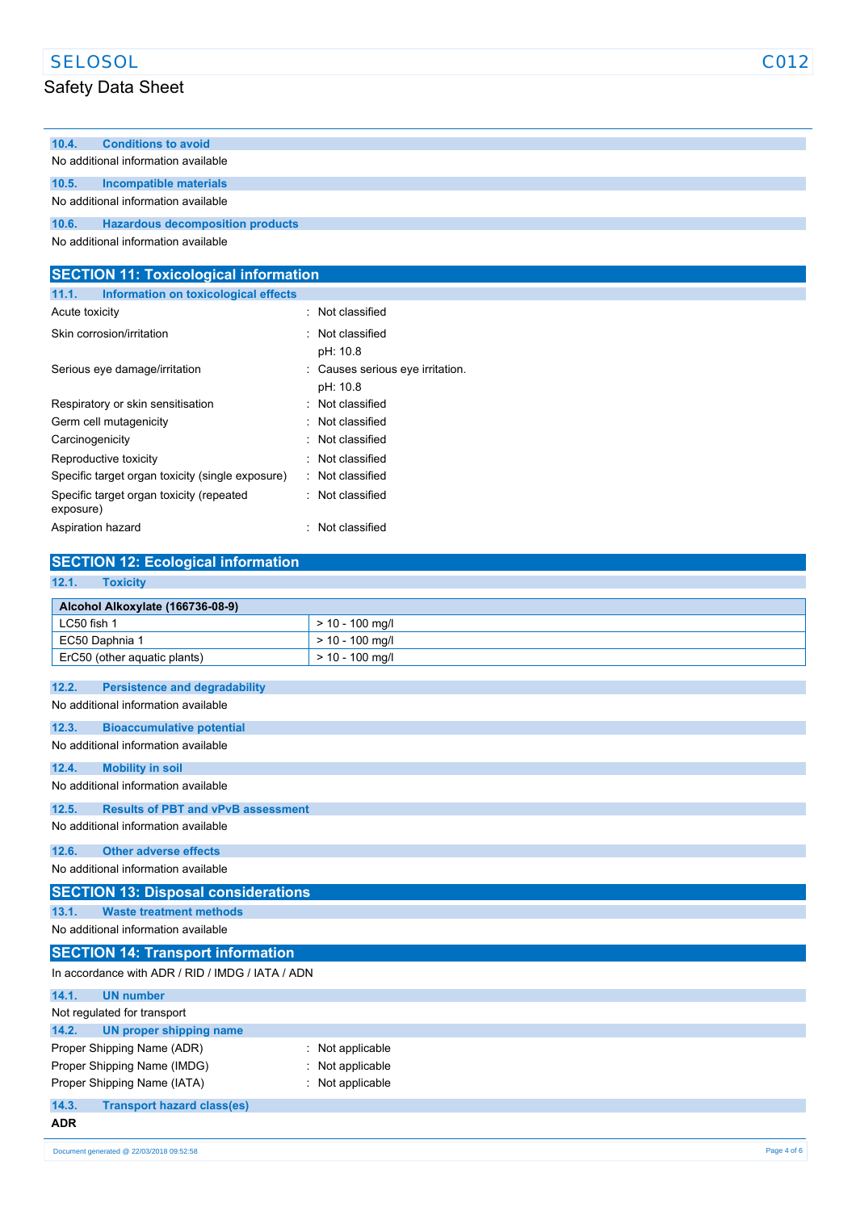### 10.4. Conditions to avoid

No additional information available

### 10.5. Incompatible materials

No additional information available

### 10.6. Hazardous decomposition products

No additional information available

## SECTION 11: Toxicological information

### 11.1. Information on toxicological effects

| | |
|---|---|
| Acute toxicity | : Not classified |
| Skin corrosion/irritation | : Not classified<br>pH: 10.8 |
| Serious eye damage/irritation | : Causes serious eye irritation.<br>pH: 10.8 |
| Respiratory or skin sensitisation | : Not classified |
| Germ cell mutagenicity | : Not classified |
| Carcinogenicity | : Not classified |
| Reproductive toxicity | : Not classified |
| Specific target organ toxicity (single exposure) | : Not classified |
| Specific target organ toxicity (repeated exposure) | : Not classified |
| Aspiration hazard | : Not classified |

## SECTION 12: Ecological information

### 12.1. Toxicity

| Alcohol Alkoxylate (166736-08-9) | |
|---|---|
| LC50 fish 1 | > 10 - 100 mg/l |
| EC50 Daphnia 1 | > 10 - 100 mg/l |
| ErC50 (other aquatic plants) | > 10 - 100 mg/l |

### 12.2. Persistence and degradability

No additional information available

### 12.3. Bioaccumulative potential

No additional information available

### 12.4. Mobility in soil

No additional information available

### 12.5. Results of PBT and vPvB assessment

No additional information available

### 12.6. Other adverse effects

No additional information available

## SECTION 13: Disposal considerations

### 13.1. Waste treatment methods

No additional information available

## SECTION 14: Transport information

In accordance with ADR / RID / IMDG / IATA / ADN

### 14.1. UN number

Not regulated for transport

### 14.2. UN proper shipping name

| | |
|---|---|
| Proper Shipping Name (ADR) | : Not applicable |
| Proper Shipping Name (IMDG) | : Not applicable |
| Proper Shipping Name (IATA) | : Not applicable |

### 14.3. Transport hazard class(es)

**ADR**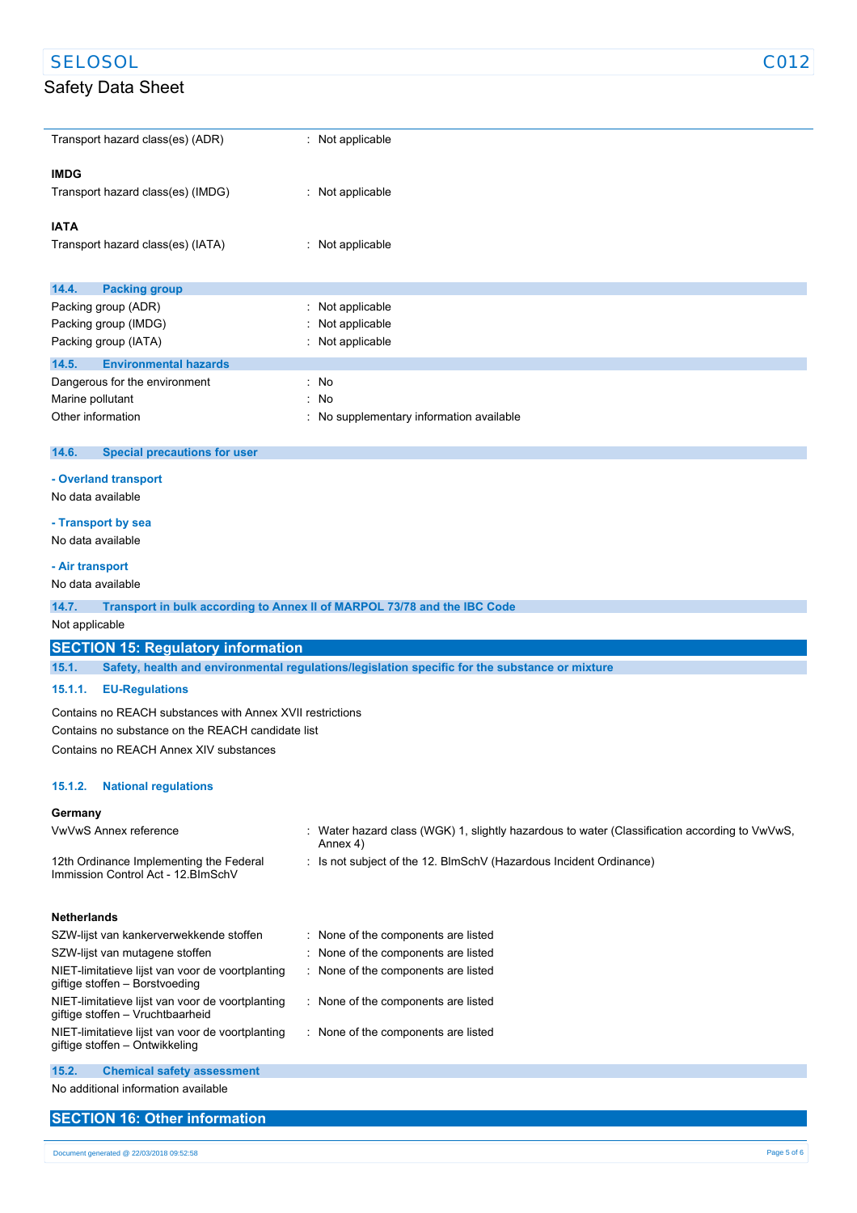| | |
|---|---|
| Transport hazard class(es) (ADR) | : Not applicable |

**IMDG**

| | |
|---|---|
| Transport hazard class(es) (IMDG) | : Not applicable |

**IATA**

| | |
|---|---|
| Transport hazard class(es) (IATA) | : Not applicable |

### 14.4. Packing group

| | |
|---|---|
| Packing group (ADR) | : Not applicable |
| Packing group (IMDG) | : Not applicable |
| Packing group (IATA) | : Not applicable |

### 14.5. Environmental hazards

| | |
|---|---|
| Dangerous for the environment | : No |
| Marine pollutant | : No |
| Other information | : No supplementary information available |

### 14.6. Special precautions for user

**- Overland transport**

No data available

**- Transport by sea**

No data available

**- Air transport**

No data available

### 14.7. Transport in bulk according to Annex II of MARPOL 73/78 and the IBC Code

Not applicable

## SECTION 15: Regulatory information

### 15.1. Safety, health and environmental regulations/legislation specific for the substance or mixture

#### 15.1.1. EU-Regulations

Contains no REACH substances with Annex XVII restrictions

Contains no substance on the REACH candidate list

Contains no REACH Annex XIV substances

#### 15.1.2. National regulations

**Germany**

| | |
|---|---|
| VwVwS Annex reference | : Water hazard class (WGK) 1, slightly hazardous to water (Classification according to VwVwS, Annex 4) |
| 12th Ordinance Implementing the Federal Immission Control Act - 12.BImSchV | : Is not subject of the 12. BlmSchV (Hazardous Incident Ordinance) |

**Netherlands**

| | |
|---|---|
| SZW-lijst van kankerverwekkende stoffen | : None of the components are listed |
| SZW-lijst van mutagene stoffen | : None of the components are listed |
| NIET-limitatieve lijst van voor de voortplanting giftige stoffen – Borstvoeding | : None of the components are listed |
| NIET-limitatieve lijst van voor de voortplanting giftige stoffen – Vruchtbaarheid | : None of the components are listed |
| NIET-limitatieve lijst van voor de voortplanting giftige stoffen – Ontwikkeling | : None of the components are listed |

### 15.2. Chemical safety assessment

No additional information available

## SECTION 16: Other information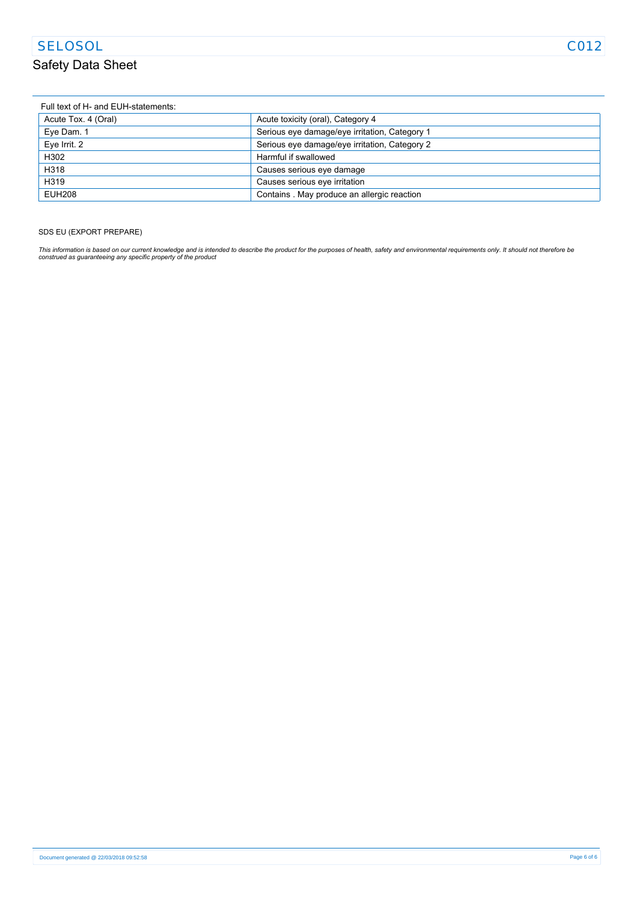Full text of H- and EUH-statements:

| | |
|---|---|
| Acute Tox. 4 (Oral) | Acute toxicity (oral), Category 4 |
| Eye Dam. 1 | Serious eye damage/eye irritation, Category 1 |
| Eye Irrit. 2 | Serious eye damage/eye irritation, Category 2 |
| H302 | Harmful if swallowed |
| H318 | Causes serious eye damage |
| H319 | Causes serious eye irritation |
| EUH208 | Contains . May produce an allergic reaction |

SDS EU (EXPORT PREPARE)

*This information is based on our current knowledge and is intended to describe the product for the purposes of health, safety and environmental requirements only. It should not therefore be construed as guaranteeing any specific property of the product*